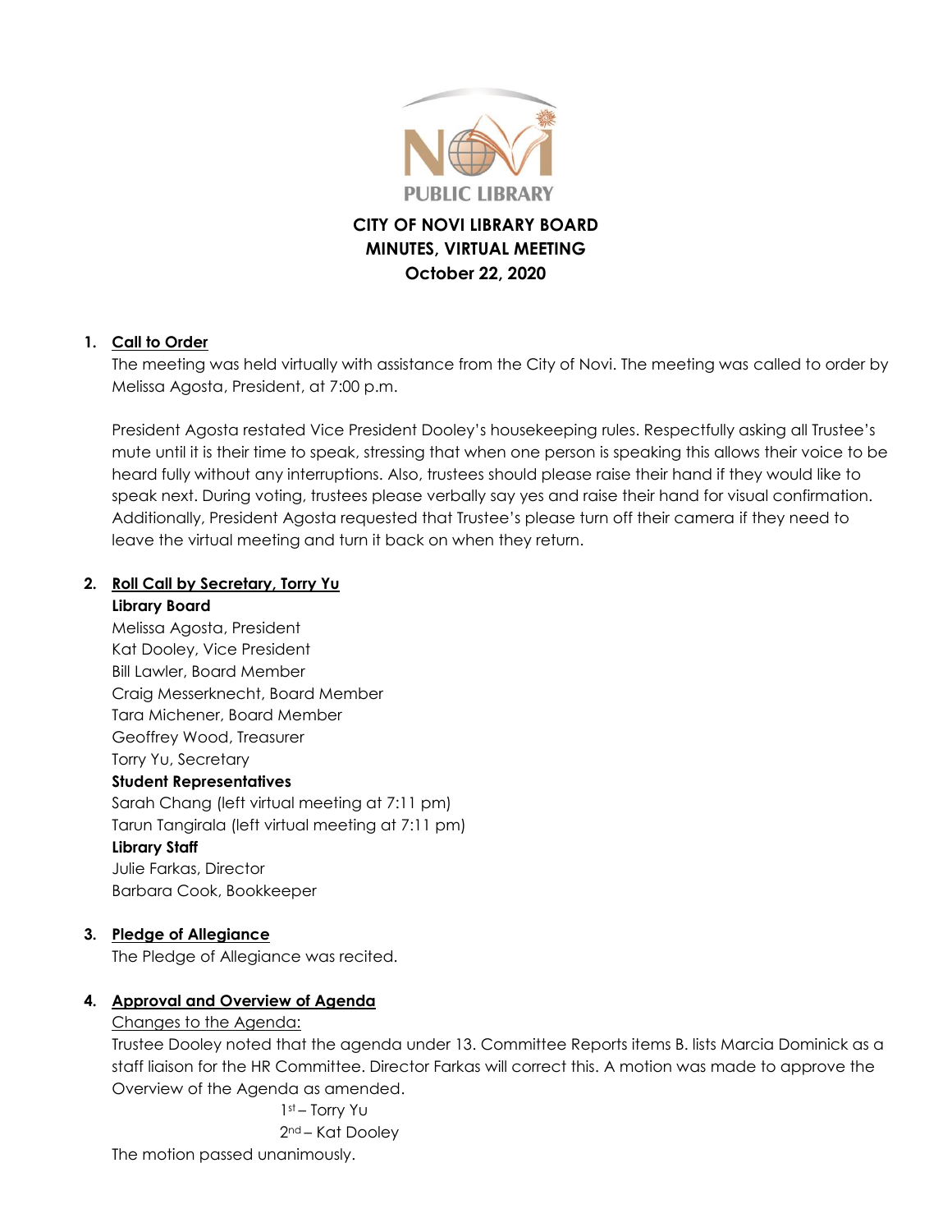NOVI PUBLIC LIBRARY

# CITY OF NOVI LIBRARY BOARD
# MINUTES, VIRTUAL MEETING
# October 22, 2020

1. **Call to Order**

   The meeting was held virtually with assistance from the City of Novi. The meeting was called to order by Melissa Agosta, President, at 7:00 p.m.

   President Agosta restated Vice President Dooley's housekeeping rules. Respectfully asking all Trustee's mute until it is their time to speak, stressing that when one person is speaking this allows their voice to be heard fully without any interruptions. Also, trustees should please raise their hand if they would like to speak next. During voting, trustees please verbally say yes and raise their hand for visual confirmation. Additionally, President Agosta requested that Trustee's please turn off their camera if they need to leave the virtual meeting and turn it back on when they return.

2. **Roll Call by Secretary, Torry Yu**

   **Library Board**
   Melissa Agosta, President
   Kat Dooley, Vice President
   Bill Lawler, Board Member
   Craig Messerknecht, Board Member
   Tara Michener, Board Member
   Geoffrey Wood, Treasurer
   Torry Yu, Secretary

   **Student Representatives**
   Sarah Chang (left virtual meeting at 7:11 pm)
   Tarun Tangirala (left virtual meeting at 7:11 pm)

   **Library Staff**
   Julie Farkas, Director
   Barbara Cook, Bookkeeper

3. **Pledge of Allegiance**

   The Pledge of Allegiance was recited.

4. **Approval and Overview of Agenda**

   Changes to the Agenda:

   Trustee Dooley noted that the agenda under 13. Committee Reports items B. lists Marcia Dominick as a staff liaison for the HR Committee. Director Farkas will correct this. A motion was made to approve the Overview of the Agenda as amended.

   1st – Torry Yu
   2nd – Kat Dooley

   The motion passed unanimously.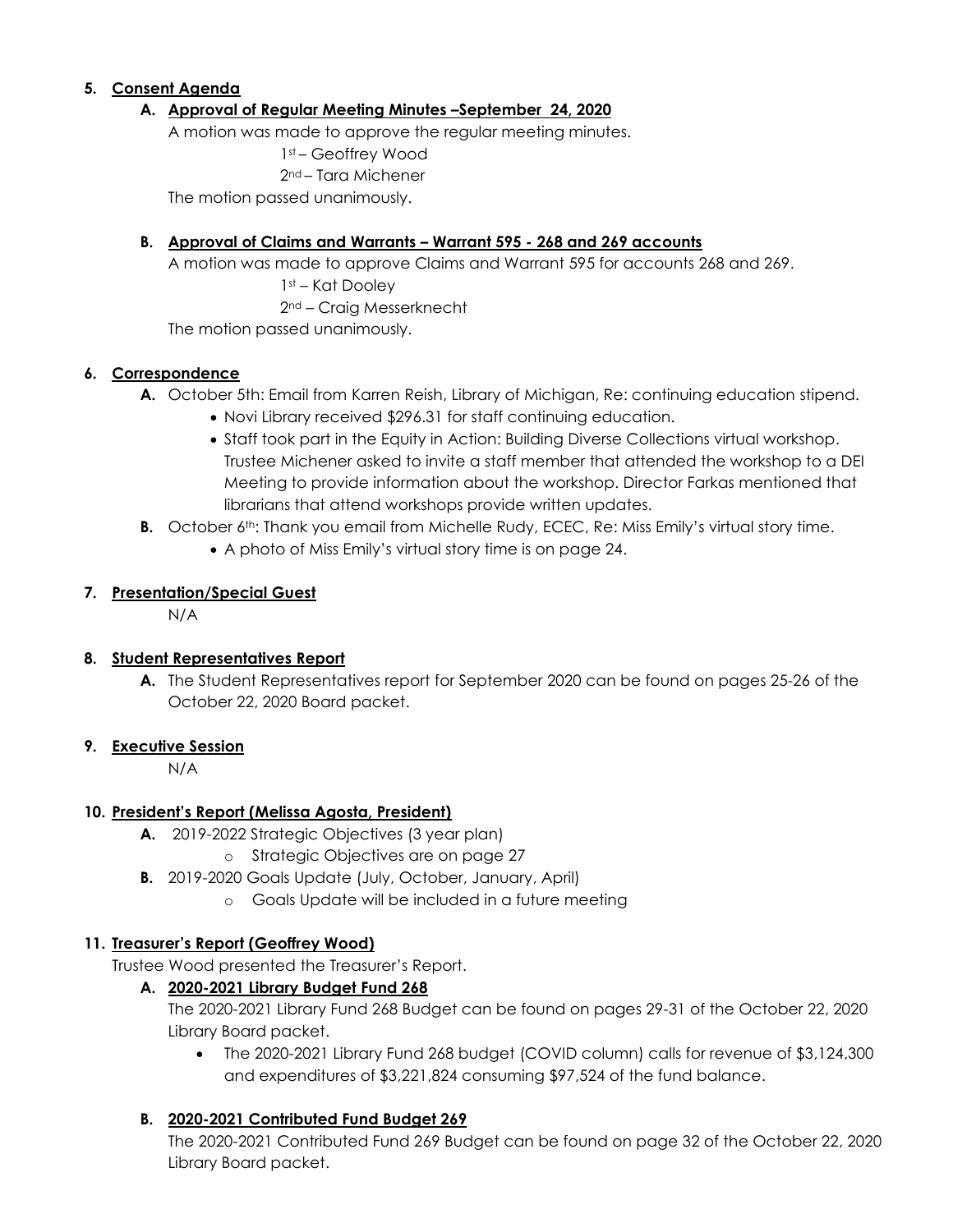5. **Consent Agenda**

   **A. Approval of Regular Meeting Minutes –September 24, 2020**

   A motion was made to approve the regular meeting minutes.

   1st – Geoffrey Wood

   2nd – Tara Michener

   The motion passed unanimously.

   **B. Approval of Claims and Warrants – Warrant 595 - 268 and 269 accounts**

   A motion was made to approve Claims and Warrant 595 for accounts 268 and 269.

   1st – Kat Dooley

   2nd – Craig Messerknecht

   The motion passed unanimously.

6. **Correspondence**

   **A.** October 5th: Email from Karren Reish, Library of Michigan, Re: continuing education stipend.
   - Novi Library received $296.31 for staff continuing education.
   - Staff took part in the Equity in Action: Building Diverse Collections virtual workshop. Trustee Michener asked to invite a staff member that attended the workshop to a DEI Meeting to provide information about the workshop. Director Farkas mentioned that librarians that attend workshops provide written updates.

   **B.** October 6th: Thank you email from Michelle Rudy, ECEC, Re: Miss Emily's virtual story time.
   - A photo of Miss Emily's virtual story time is on page 24.

7. **Presentation/Special Guest**

   N/A

8. **Student Representatives Report**

   **A.** The Student Representatives report for September 2020 can be found on pages 25-26 of the October 22, 2020 Board packet.

9. **Executive Session**

   N/A

10. **President's Report (Melissa Agosta, President)**

    **A.** 2019-2022 Strategic Objectives (3 year plan)
    - Strategic Objectives are on page 27

    **B.** 2019-2020 Goals Update (July, October, January, April)
    - Goals Update will be included in a future meeting

11. **Treasurer's Report (Geoffrey Wood)**

    Trustee Wood presented the Treasurer's Report.

    **A. 2020-2021 Library Budget Fund 268**

    The 2020-2021 Library Fund 268 Budget can be found on pages 29-31 of the October 22, 2020 Library Board packet.
    - The 2020-2021 Library Fund 268 budget (COVID column) calls for revenue of $3,124,300 and expenditures of $3,221,824 consuming $97,524 of the fund balance.

    **B. 2020-2021 Contributed Fund Budget 269**

    The 2020-2021 Contributed Fund 269 Budget can be found on page 32 of the October 22, 2020 Library Board packet.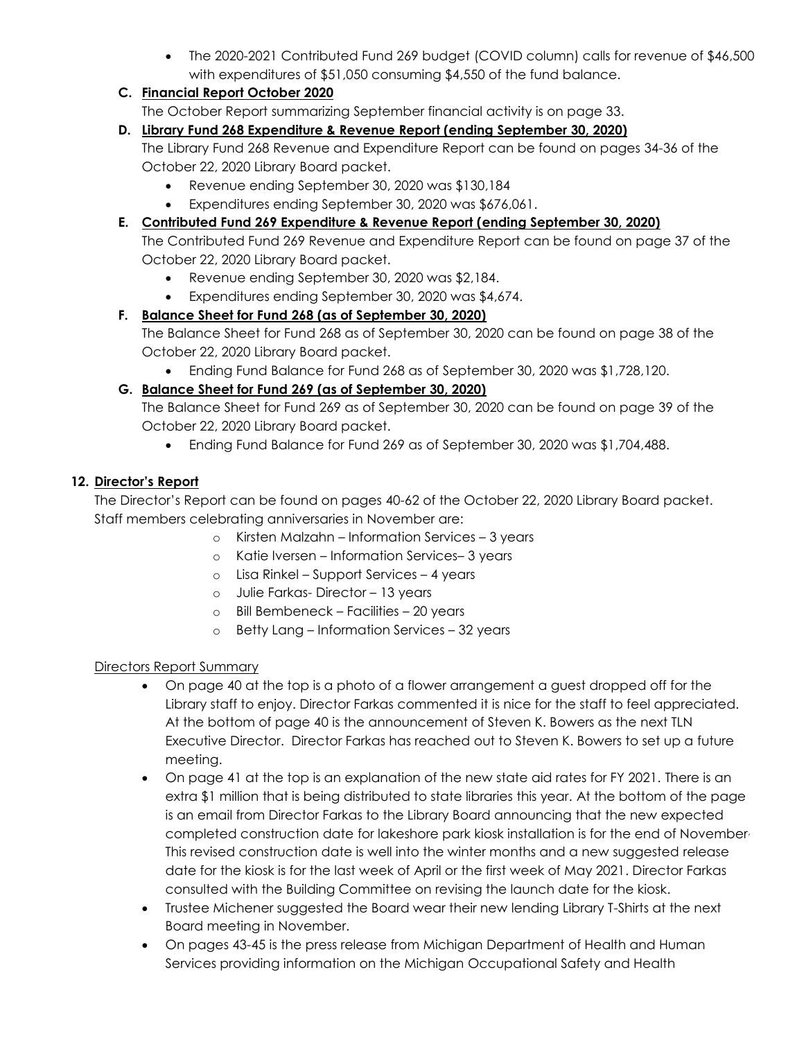- The 2020-2021 Contributed Fund 269 budget (COVID column) calls for revenue of $46,500 with expenditures of $51,050 consuming $4,550 of the fund balance.

**C. <u>Financial Report October 2020</u>**

The October Report summarizing September financial activity is on page 33.

**D. <u>Library Fund 268 Expenditure & Revenue Report (ending September 30, 2020)</u>**

The Library Fund 268 Revenue and Expenditure Report can be found on pages 34-36 of the October 22, 2020 Library Board packet.

- Revenue ending September 30, 2020 was $130,184
- Expenditures ending September 30, 2020 was $676,061.

**E. <u>Contributed Fund 269 Expenditure & Revenue Report (ending September 30, 2020)</u>**

The Contributed Fund 269 Revenue and Expenditure Report can be found on page 37 of the October 22, 2020 Library Board packet.

- Revenue ending September 30, 2020 was $2,184.
- Expenditures ending September 30, 2020 was $4,674.

**F. <u>Balance Sheet for Fund 268 (as of September 30, 2020)</u>**

The Balance Sheet for Fund 268 as of September 30, 2020 can be found on page 38 of the October 22, 2020 Library Board packet.

- Ending Fund Balance for Fund 268 as of September 30, 2020 was $1,728,120.

**G. <u>Balance Sheet for Fund 269 (as of September 30, 2020)</u>**

The Balance Sheet for Fund 269 as of September 30, 2020 can be found on page 39 of the October 22, 2020 Library Board packet.

- Ending Fund Balance for Fund 269 as of September 30, 2020 was $1,704,488.

**12. <u>Director's Report</u>**

The Director's Report can be found on pages 40-62 of the October 22, 2020 Library Board packet. Staff members celebrating anniversaries in November are:

- Kirsten Malzahn – Information Services – 3 years
- Katie Iversen – Information Services– 3 years
- Lisa Rinkel – Support Services – 4 years
- Julie Farkas- Director – 13 years
- Bill Bembeneck – Facilities – 20 years
- Betty Lang – Information Services – 32 years

<u>Directors Report Summary</u>

- On page 40 at the top is a photo of a flower arrangement a guest dropped off for the Library staff to enjoy. Director Farkas commented it is nice for the staff to feel appreciated. At the bottom of page 40 is the announcement of Steven K. Bowers as the next TLN Executive Director. Director Farkas has reached out to Steven K. Bowers to set up a future meeting.
- On page 41 at the top is an explanation of the new state aid rates for FY 2021. There is an extra $1 million that is being distributed to state libraries this year. At the bottom of the page is an email from Director Farkas to the Library Board announcing that the new expected completed construction date for lakeshore park kiosk installation is for the end of November. This revised construction date is well into the winter months and a new suggested release date for the kiosk is for the last week of April or the first week of May 2021. Director Farkas consulted with the Building Committee on revising the launch date for the kiosk.
- Trustee Michener suggested the Board wear their new lending Library T-Shirts at the next Board meeting in November.
- On pages 43-45 is the press release from Michigan Department of Health and Human Services providing information on the Michigan Occupational Safety and Health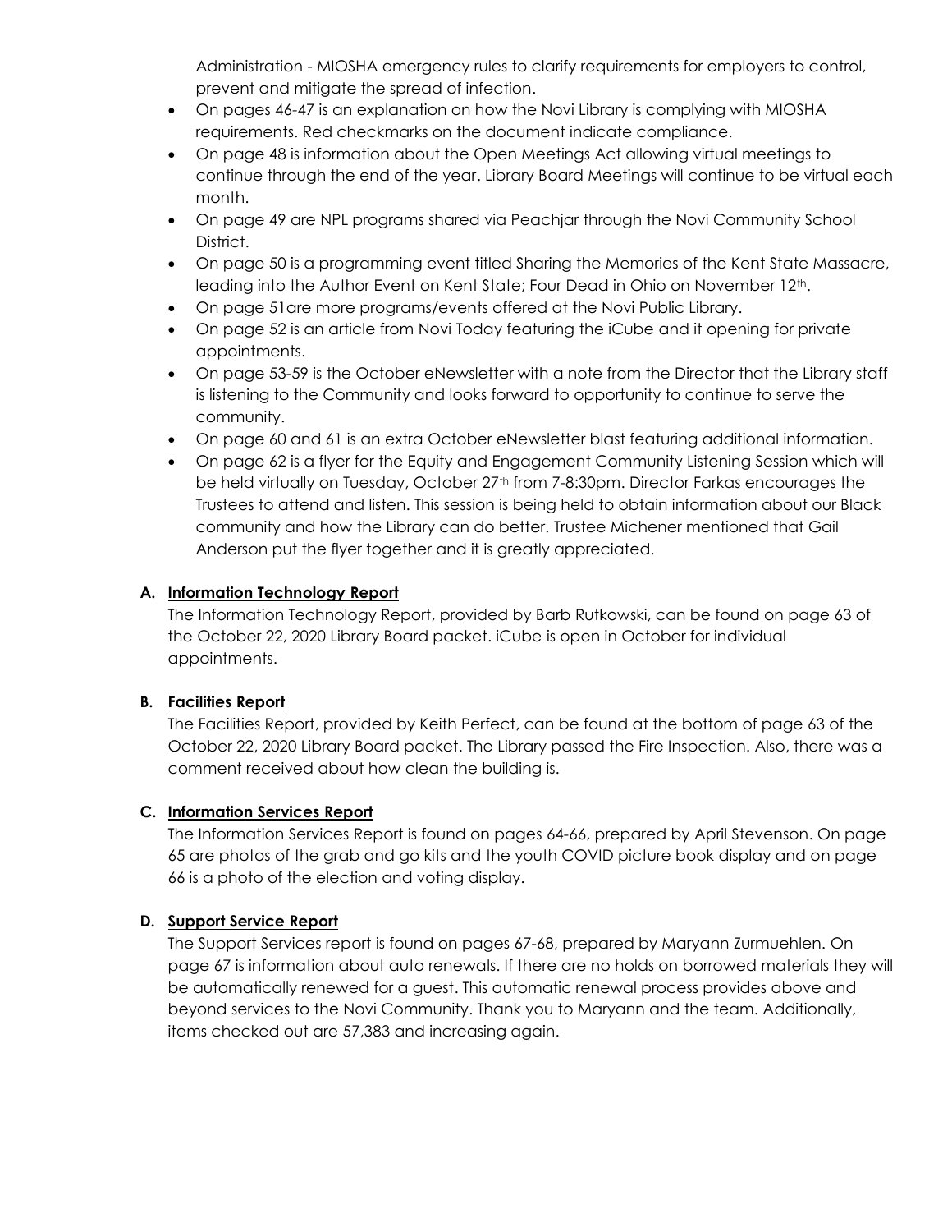Administration - MIOSHA emergency rules to clarify requirements for employers to control, prevent and mitigate the spread of infection.

- On pages 46-47 is an explanation on how the Novi Library is complying with MIOSHA requirements. Red checkmarks on the document indicate compliance.
- On page 48 is information about the Open Meetings Act allowing virtual meetings to continue through the end of the year. Library Board Meetings will continue to be virtual each month.
- On page 49 are NPL programs shared via Peachjar through the Novi Community School District.
- On page 50 is a programming event titled Sharing the Memories of the Kent State Massacre, leading into the Author Event on Kent State; Four Dead in Ohio on November 12th.
- On page 51are more programs/events offered at the Novi Public Library.
- On page 52 is an article from Novi Today featuring the iCube and it opening for private appointments.
- On page 53-59 is the October eNewsletter with a note from the Director that the Library staff is listening to the Community and looks forward to opportunity to continue to serve the community.
- On page 60 and 61 is an extra October eNewsletter blast featuring additional information.
- On page 62 is a flyer for the Equity and Engagement Community Listening Session which will be held virtually on Tuesday, October 27th from 7-8:30pm. Director Farkas encourages the Trustees to attend and listen. This session is being held to obtain information about our Black community and how the Library can do better. Trustee Michener mentioned that Gail Anderson put the flyer together and it is greatly appreciated.

**A. Information Technology Report**

The Information Technology Report, provided by Barb Rutkowski, can be found on page 63 of the October 22, 2020 Library Board packet. iCube is open in October for individual appointments.

**B. Facilities Report**

The Facilities Report, provided by Keith Perfect, can be found at the bottom of page 63 of the October 22, 2020 Library Board packet. The Library passed the Fire Inspection. Also, there was a comment received about how clean the building is.

**C. Information Services Report**

The Information Services Report is found on pages 64-66, prepared by April Stevenson. On page 65 are photos of the grab and go kits and the youth COVID picture book display and on page 66 is a photo of the election and voting display.

**D. Support Service Report**

The Support Services report is found on pages 67-68, prepared by Maryann Zurmuehlen. On page 67 is information about auto renewals. If there are no holds on borrowed materials they will be automatically renewed for a guest. This automatic renewal process provides above and beyond services to the Novi Community. Thank you to Maryann and the team. Additionally, items checked out are 57,383 and increasing again.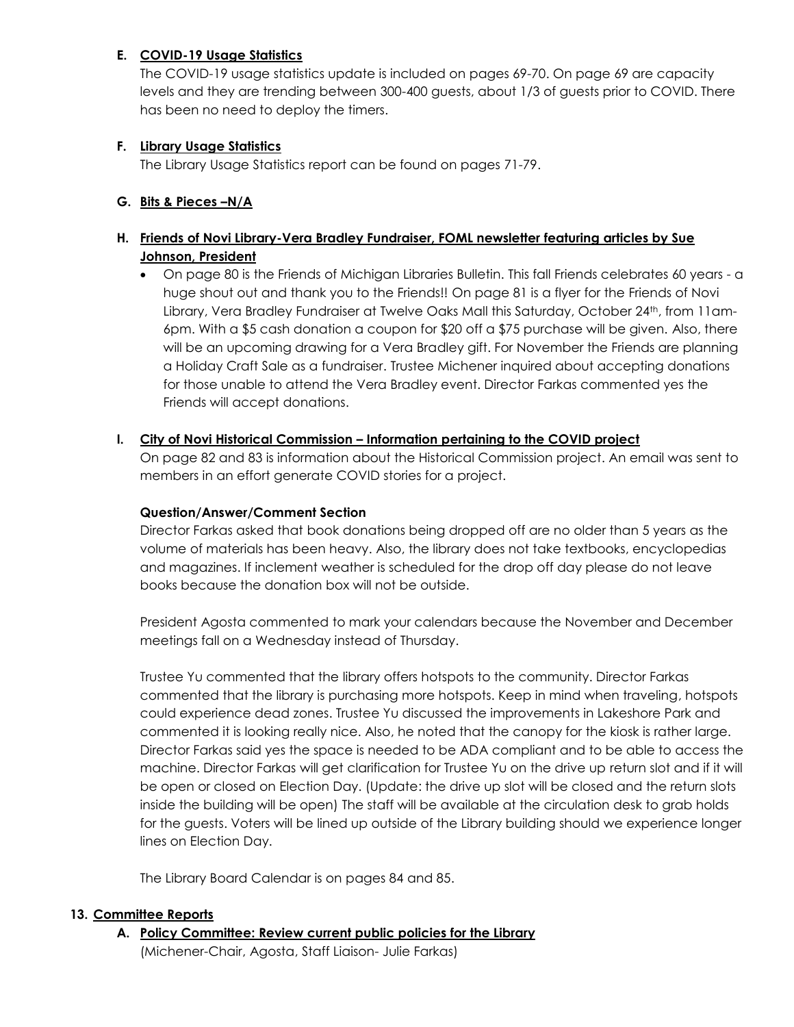**E. COVID-19 Usage Statistics**

The COVID-19 usage statistics update is included on pages 69-70. On page 69 are capacity levels and they are trending between 300-400 guests, about 1/3 of guests prior to COVID. There has been no need to deploy the timers.

**F. Library Usage Statistics**

The Library Usage Statistics report can be found on pages 71-79.

**G. Bits & Pieces –N/A**

**H. Friends of Novi Library-Vera Bradley Fundraiser, FOML newsletter featuring articles by Sue Johnson, President**

- On page 80 is the Friends of Michigan Libraries Bulletin. This fall Friends celebrates 60 years - a huge shout out and thank you to the Friends!! On page 81 is a flyer for the Friends of Novi Library, Vera Bradley Fundraiser at Twelve Oaks Mall this Saturday, October 24th, from 11am-6pm. With a $5 cash donation a coupon for $20 off a $75 purchase will be given. Also, there will be an upcoming drawing for a Vera Bradley gift. For November the Friends are planning a Holiday Craft Sale as a fundraiser. Trustee Michener inquired about accepting donations for those unable to attend the Vera Bradley event. Director Farkas commented yes the Friends will accept donations.

**I. City of Novi Historical Commission – Information pertaining to the COVID project**

On page 82 and 83 is information about the Historical Commission project. An email was sent to members in an effort generate COVID stories for a project.

**Question/Answer/Comment Section**

Director Farkas asked that book donations being dropped off are no older than 5 years as the volume of materials has been heavy. Also, the library does not take textbooks, encyclopedias and magazines. If inclement weather is scheduled for the drop off day please do not leave books because the donation box will not be outside.

President Agosta commented to mark your calendars because the November and December meetings fall on a Wednesday instead of Thursday.

Trustee Yu commented that the library offers hotspots to the community. Director Farkas commented that the library is purchasing more hotspots. Keep in mind when traveling, hotspots could experience dead zones. Trustee Yu discussed the improvements in Lakeshore Park and commented it is looking really nice. Also, he noted that the canopy for the kiosk is rather large. Director Farkas said yes the space is needed to be ADA compliant and to be able to access the machine. Director Farkas will get clarification for Trustee Yu on the drive up return slot and if it will be open or closed on Election Day. (Update: the drive up slot will be closed and the return slots inside the building will be open) The staff will be available at the circulation desk to grab holds for the guests. Voters will be lined up outside of the Library building should we experience longer lines on Election Day.

The Library Board Calendar is on pages 84 and 85.

**13. Committee Reports**

**A. Policy Committee: Review current public policies for the Library**

(Michener-Chair, Agosta, Staff Liaison- Julie Farkas)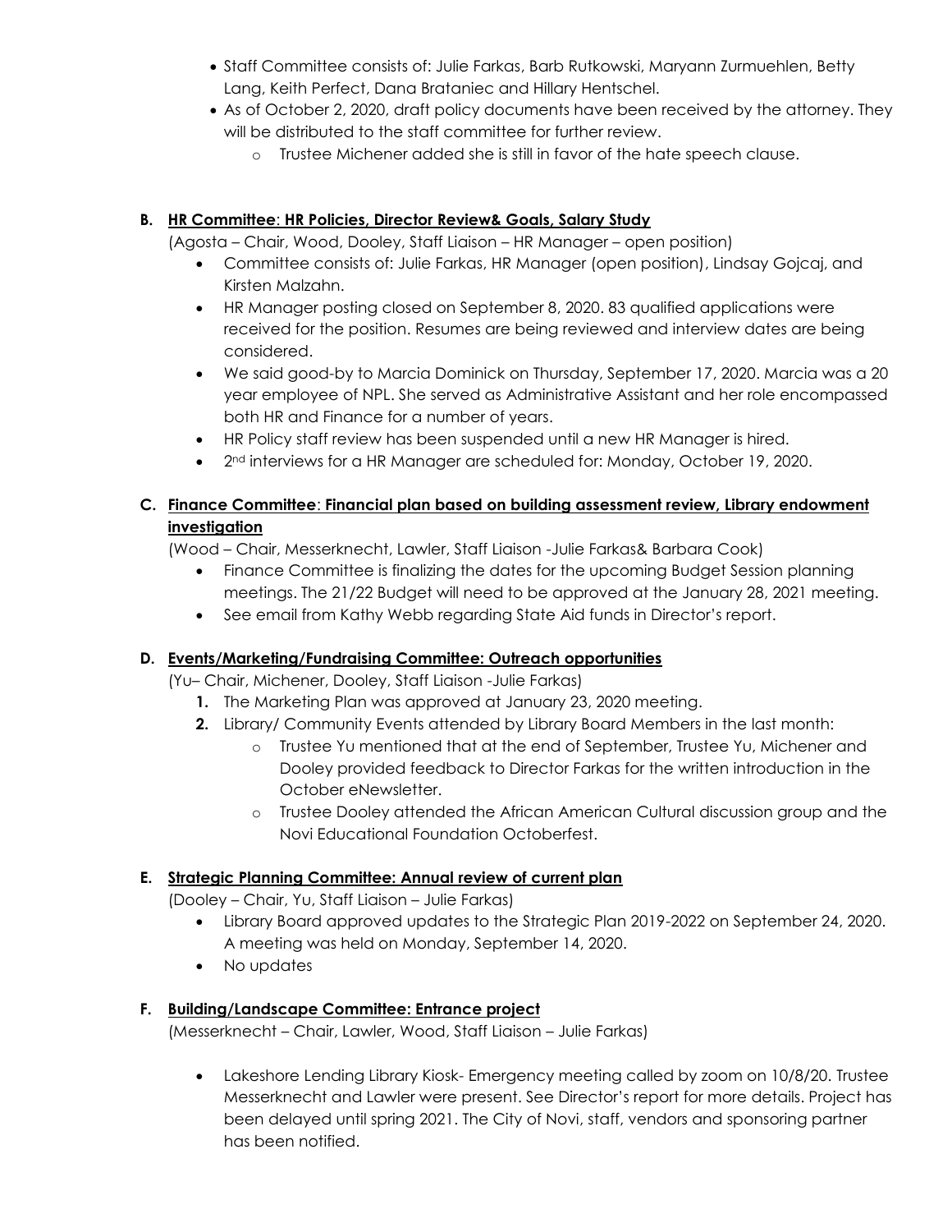- Staff Committee consists of: Julie Farkas, Barb Rutkowski, Maryann Zurmuehlen, Betty Lang, Keith Perfect, Dana Brataniec and Hillary Hentschel.
- As of October 2, 2020, draft policy documents have been received by the attorney. They will be distributed to the staff committee for further review.
    - Trustee Michener added she is still in favor of the hate speech clause.

**B. HR Committee: HR Policies, Director Review& Goals, Salary Study**

(Agosta – Chair, Wood, Dooley, Staff Liaison – HR Manager – open position)

- Committee consists of: Julie Farkas, HR Manager (open position), Lindsay Gojcaj, and Kirsten Malzahn.
- HR Manager posting closed on September 8, 2020. 83 qualified applications were received for the position. Resumes are being reviewed and interview dates are being considered.
- We said good-by to Marcia Dominick on Thursday, September 17, 2020. Marcia was a 20 year employee of NPL. She served as Administrative Assistant and her role encompassed both HR and Finance for a number of years.
- HR Policy staff review has been suspended until a new HR Manager is hired.
- 2nd interviews for a HR Manager are scheduled for: Monday, October 19, 2020.

**C. Finance Committee: Financial plan based on building assessment review, Library endowment investigation**

(Wood – Chair, Messerknecht, Lawler, Staff Liaison -Julie Farkas& Barbara Cook)

- Finance Committee is finalizing the dates for the upcoming Budget Session planning meetings. The 21/22 Budget will need to be approved at the January 28, 2021 meeting.
- See email from Kathy Webb regarding State Aid funds in Director's report.

**D. Events/Marketing/Fundraising Committee: Outreach opportunities**

(Yu– Chair, Michener, Dooley, Staff Liaison -Julie Farkas)

1. The Marketing Plan was approved at January 23, 2020 meeting.
2. Library/ Community Events attended by Library Board Members in the last month:
    - Trustee Yu mentioned that at the end of September, Trustee Yu, Michener and Dooley provided feedback to Director Farkas for the written introduction in the October eNewsletter.
    - Trustee Dooley attended the African American Cultural discussion group and the Novi Educational Foundation Octoberfest.

**E. Strategic Planning Committee: Annual review of current plan**

(Dooley – Chair, Yu, Staff Liaison – Julie Farkas)

- Library Board approved updates to the Strategic Plan 2019-2022 on September 24, 2020. A meeting was held on Monday, September 14, 2020.
- No updates

**F. Building/Landscape Committee: Entrance project**

(Messerknecht – Chair, Lawler, Wood, Staff Liaison – Julie Farkas)

- Lakeshore Lending Library Kiosk- Emergency meeting called by zoom on 10/8/20. Trustee Messerknecht and Lawler were present. See Director's report for more details. Project has been delayed until spring 2021. The City of Novi, staff, vendors and sponsoring partner has been notified.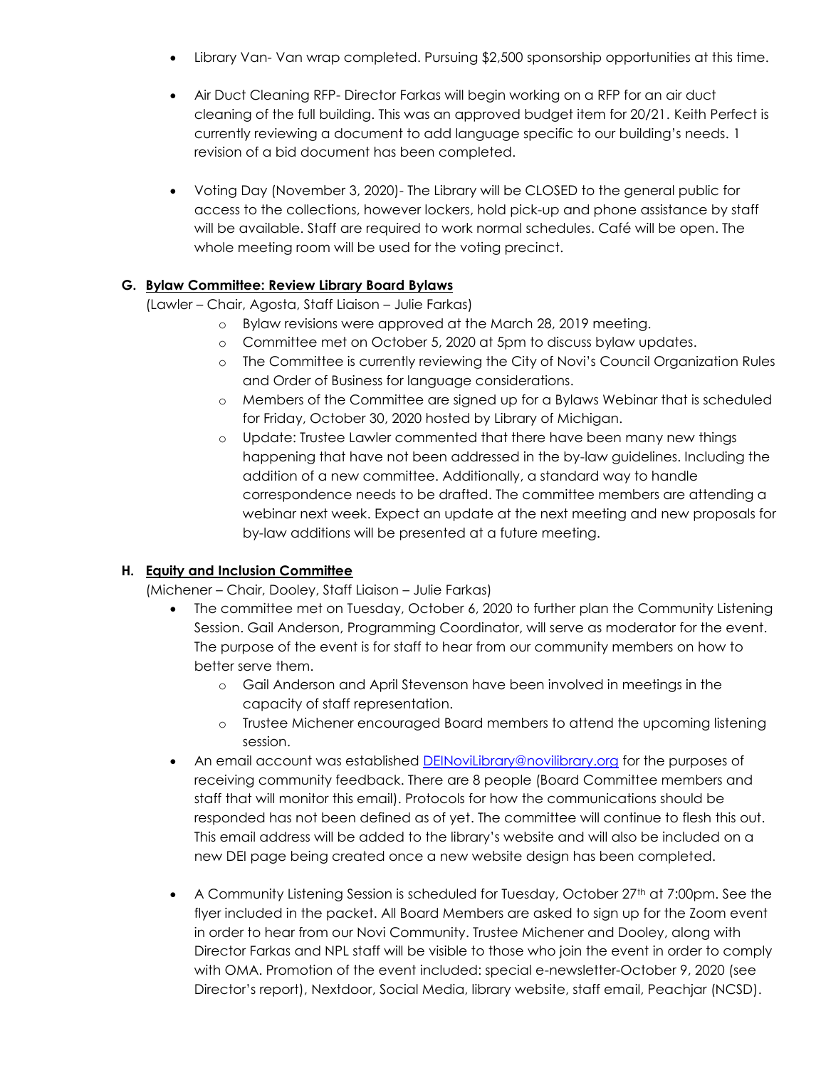- Library Van- Van wrap completed. Pursuing $2,500 sponsorship opportunities at this time.

- Air Duct Cleaning RFP- Director Farkas will begin working on a RFP for an air duct cleaning of the full building. This was an approved budget item for 20/21. Keith Perfect is currently reviewing a document to add language specific to our building's needs. 1 revision of a bid document has been completed.

- Voting Day (November 3, 2020)- The Library will be CLOSED to the general public for access to the collections, however lockers, hold pick-up and phone assistance by staff will be available. Staff are required to work normal schedules. Café will be open. The whole meeting room will be used for the voting precinct.

**G. Bylaw Committee: Review Library Board Bylaws**

(Lawler – Chair, Agosta, Staff Liaison – Julie Farkas)

- Bylaw revisions were approved at the March 28, 2019 meeting.
- Committee met on October 5, 2020 at 5pm to discuss bylaw updates.
- The Committee is currently reviewing the City of Novi's Council Organization Rules and Order of Business for language considerations.
- Members of the Committee are signed up for a Bylaws Webinar that is scheduled for Friday, October 30, 2020 hosted by Library of Michigan.
- Update: Trustee Lawler commented that there have been many new things happening that have not been addressed in the by-law guidelines. Including the addition of a new committee. Additionally, a standard way to handle correspondence needs to be drafted. The committee members are attending a webinar next week. Expect an update at the next meeting and new proposals for by-law additions will be presented at a future meeting.

**H. Equity and Inclusion Committee**

(Michener – Chair, Dooley, Staff Liaison – Julie Farkas)

- The committee met on Tuesday, October 6, 2020 to further plan the Community Listening Session. Gail Anderson, Programming Coordinator, will serve as moderator for the event. The purpose of the event is for staff to hear from our community members on how to better serve them.
  - Gail Anderson and April Stevenson have been involved in meetings in the capacity of staff representation.
  - Trustee Michener encouraged Board members to attend the upcoming listening session.
- An email account was established DEINoviLibrary@novilibrary.org for the purposes of receiving community feedback. There are 8 people (Board Committee members and staff that will monitor this email). Protocols for how the communications should be responded has not been defined as of yet. The committee will continue to flesh this out. This email address will be added to the library's website and will also be included on a new DEI page being created once a new website design has been completed.

- A Community Listening Session is scheduled for Tuesday, October 27th at 7:00pm. See the flyer included in the packet. All Board Members are asked to sign up for the Zoom event in order to hear from our Novi Community. Trustee Michener and Dooley, along with Director Farkas and NPL staff will be visible to those who join the event in order to comply with OMA. Promotion of the event included: special e-newsletter-October 9, 2020 (see Director's report), Nextdoor, Social Media, library website, staff email, Peachjar (NCSD).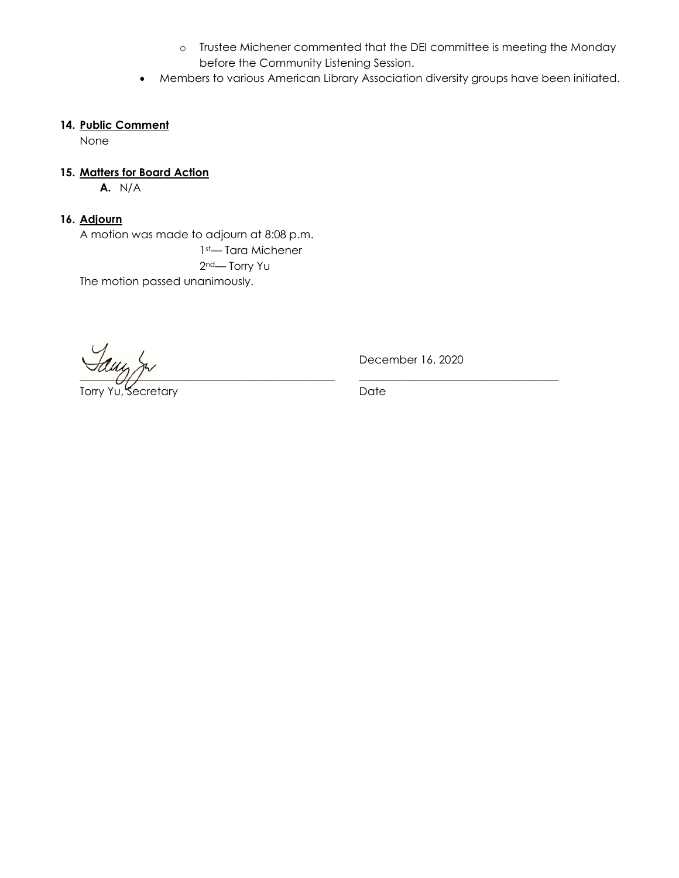- Trustee Michener commented that the DEI committee is meeting the Monday before the Community Listening Session.
- Members to various American Library Association diversity groups have been initiated.

**14. Public Comment**

None

**15. Matters for Board Action**

**A.** N/A

**16. Adjourn**

A motion was made to adjourn at 8:08 p.m.

1st— Tara Michener

2nd— Torry Yu

The motion passed unanimously.

\_\_\_\_\_\_\_\_\_\_\_\_\_\_\_\_\_\_\_\_\_\_\_\_\_\_\_\_\_\_\_\_\_\_\_\_\_\_ December 16, 2020

Torry Yu, Secretary Date